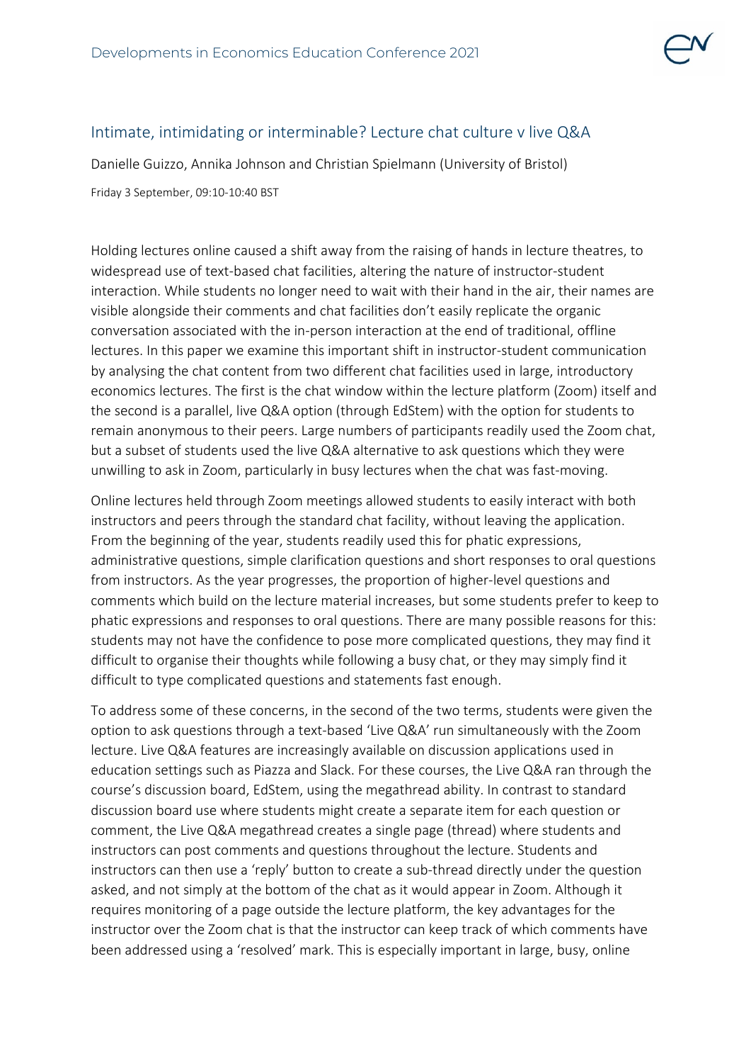## Intimate, intimidating or interminable? Lecture chat culture v live Q&A

Danielle Guizzo, Annika Johnson and Christian Spielmann (University of Bristol)

Friday 3 September, 09:10-10:40 BST

Holding lectures online caused a shift away from the raising of hands in lecture theatres, to widespread use of text-based chat facilities, altering the nature of instructor-student interaction. While students no longer need to wait with their hand in the air, their names are visible alongside their comments and chat facilities don't easily replicate the organic conversation associated with the in-person interaction at the end of traditional, offline lectures. In this paper we examine this important shift in instructor-student communication by analysing the chat content from two different chat facilities used in large, introductory economics lectures. The first is the chat window within the lecture platform (Zoom) itself and the second is a parallel, live Q&A option (through EdStem) with the option for students to remain anonymous to their peers. Large numbers of participants readily used the Zoom chat, but a subset of students used the live Q&A alternative to ask questions which they were unwilling to ask in Zoom, particularly in busy lectures when the chat was fast-moving.

Online lectures held through Zoom meetings allowed students to easily interact with both instructors and peers through the standard chat facility, without leaving the application. From the beginning of the year, students readily used this for phatic expressions, administrative questions, simple clarification questions and short responses to oral questions from instructors. As the year progresses, the proportion of higher-level questions and comments which build on the lecture material increases, but some students prefer to keep to phatic expressions and responses to oral questions. There are many possible reasons for this: students may not have the confidence to pose more complicated questions, they may find it difficult to organise their thoughts while following a busy chat, or they may simply find it difficult to type complicated questions and statements fast enough.

To address some of these concerns, in the second of the two terms, students were given the option to ask questions through a text-based 'Live Q&A' run simultaneously with the Zoom lecture. Live Q&A features are increasingly available on discussion applications used in education settings such as Piazza and Slack. For these courses, the Live Q&A ran through the course's discussion board, EdStem, using the megathread ability. In contrast to standard discussion board use where students might create a separate item for each question or comment, the Live Q&A megathread creates a single page (thread) where students and instructors can post comments and questions throughout the lecture. Students and instructors can then use a 'reply' button to create a sub-thread directly under the question asked, and not simply at the bottom of the chat as it would appear in Zoom. Although it requires monitoring of a page outside the lecture platform, the key advantages for the instructor over the Zoom chat is that the instructor can keep track of which comments have been addressed using a 'resolved' mark. This is especially important in large, busy, online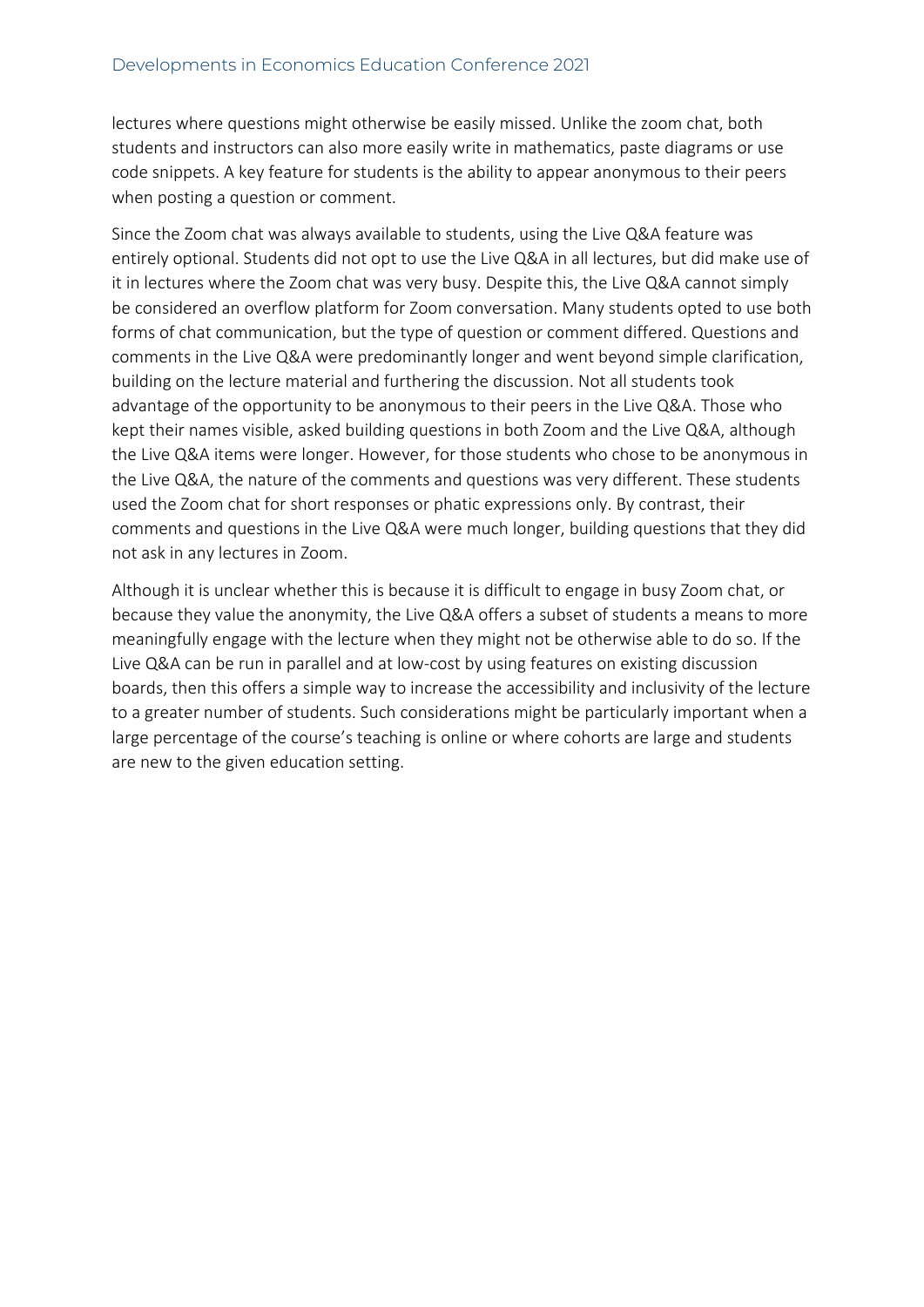lectures where questions might otherwise be easily missed. Unlike the zoom chat, both students and instructors can also more easily write in mathematics, paste diagrams or use code snippets. A key feature for students is the ability to appear anonymous to their peers when posting a question or comment.

Since the Zoom chat was always available to students, using the Live Q&A feature was entirely optional. Students did not opt to use the Live Q&A in all lectures, but did make use of it in lectures where the Zoom chat was very busy. Despite this, the Live Q&A cannot simply be considered an overflow platform for Zoom conversation. Many students opted to use both forms of chat communication, but the type of question or comment differed. Questions and comments in the Live Q&A were predominantly longer and went beyond simple clarification, building on the lecture material and furthering the discussion. Not all students took advantage of the opportunity to be anonymous to their peers in the Live Q&A. Those who kept their names visible, asked building questions in both Zoom and the Live Q&A, although the Live Q&A items were longer. However, for those students who chose to be anonymous in the Live Q&A, the nature of the comments and questions was very different. These students used the Zoom chat for short responses or phatic expressions only. By contrast, their comments and questions in the Live Q&A were much longer, building questions that they did not ask in any lectures in Zoom.

Although it is unclear whether this is because it is difficult to engage in busy Zoom chat, or because they value the anonymity, the Live Q&A offers a subset of students a means to more meaningfully engage with the lecture when they might not be otherwise able to do so. If the Live Q&A can be run in parallel and at low-cost by using features on existing discussion boards, then this offers a simple way to increase the accessibility and inclusivity of the lecture to a greater number of students. Such considerations might be particularly important when a large percentage of the course's teaching is online or where cohorts are large and students are new to the given education setting.